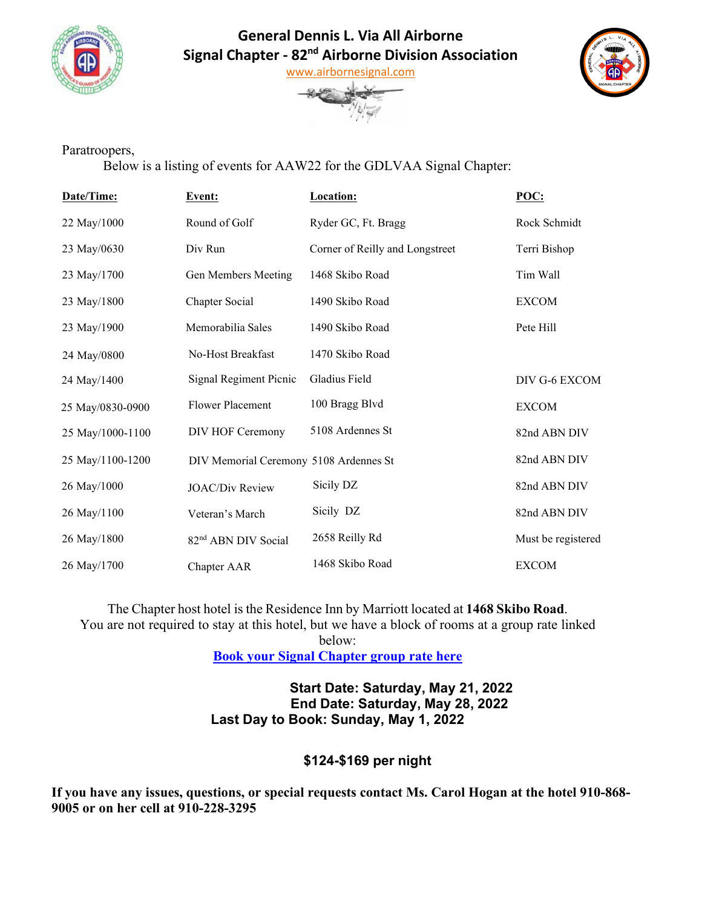# General Dennis L. Via All Airborne
# Signal Chapter - 82nd Airborne Division Association

www.airbornesignal.com

Paratroopers,

Below is a listing of events for AAW22 for the GDLVAA Signal Chapter:

| Date/Time: | Event: | Location: | POC: |
|---|---|---|---|
| 22 May/1000 | Round of Golf | Ryder GC, Ft. Bragg | Rock Schmidt |
| 23 May/0630 | Div Run | Corner of Reilly and Longstreet | Terri Bishop |
| 23 May/1700 | Gen Members Meeting | 1468 Skibo Road | Tim Wall |
| 23 May/1800 | Chapter Social | 1490 Skibo Road | EXCOM |
| 23 May/1900 | Memorabilia Sales | 1490 Skibo Road | Pete Hill |
| 24 May/0800 | No-Host Breakfast | 1470 Skibo Road | |
| 24 May/1400 | Signal Regiment Picnic | Gladius Field | DIV G-6 EXCOM |
| 25 May/0830-0900 | Flower Placement | 100 Bragg Blvd | EXCOM |
| 25 May/1000-1100 | DIV HOF Ceremony | 5108 Ardennes St | 82nd ABN DIV |
| 25 May/1100-1200 | DIV Memorial Ceremony | 5108 Ardennes St | 82nd ABN DIV |
| 26 May/1000 | JOAC/Div Review | Sicily DZ | 82nd ABN DIV |
| 26 May/1100 | Veteran's March | Sicily DZ | 82nd ABN DIV |
| 26 May/1800 | 82nd ABN DIV Social | 2658 Reilly Rd | Must be registered |
| 26 May/1700 | Chapter AAR | 1468 Skibo Road | EXCOM |

The Chapter host hotel is the Residence Inn by Marriott located at **1468 Skibo Road**. You are not required to stay at this hotel, but we have a block of rooms at a group rate linked below:

**Book your Signal Chapter group rate here**

**Start Date: Saturday, May 21, 2022**
**End Date: Saturday, May 28, 2022**
**Last Day to Book: Sunday, May 1, 2022**

**$124-$169 per night**

**If you have any issues, questions, or special requests contact Ms. Carol Hogan at the hotel 910-868-9005 or on her cell at 910-228-3295**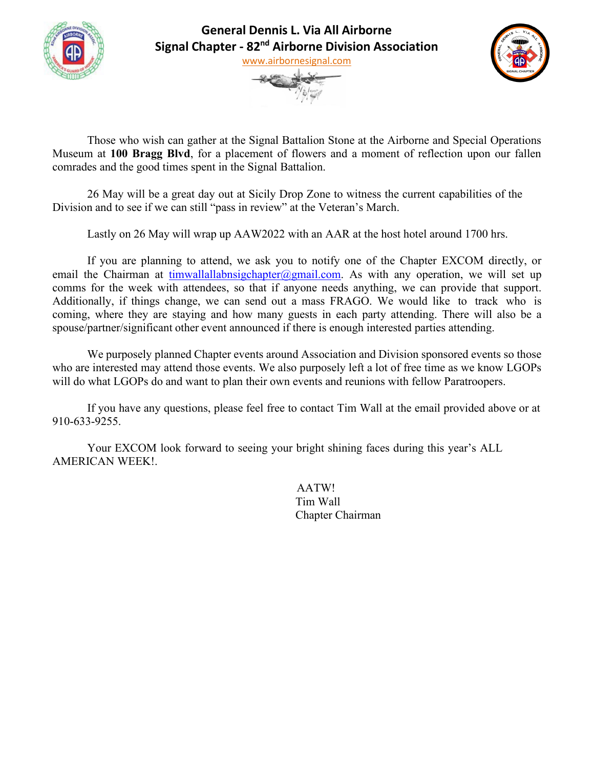# General Dennis L. Via All Airborne Signal Chapter - 82nd Airborne Division Association

www.airbornesignal.com

Those who wish can gather at the Signal Battalion Stone at the Airborne and Special Operations Museum at **100 Bragg Blvd**, for a placement of flowers and a moment of reflection upon our fallen comrades and the good times spent in the Signal Battalion.

26 May will be a great day out at Sicily Drop Zone to witness the current capabilities of the Division and to see if we can still "pass in review" at the Veteran's March.

Lastly on 26 May will wrap up AAW2022 with an AAR at the host hotel around 1700 hrs.

If you are planning to attend, we ask you to notify one of the Chapter EXCOM directly, or email the Chairman at timwallallabnsigchapter@gmail.com. As with any operation, we will set up comms for the week with attendees, so that if anyone needs anything, we can provide that support. Additionally, if things change, we can send out a mass FRAGO. We would like to track who is coming, where they are staying and how many guests in each party attending. There will also be a spouse/partner/significant other event announced if there is enough interested parties attending.

We purposely planned Chapter events around Association and Division sponsored events so those who are interested may attend those events. We also purposely left a lot of free time as we know LGOPs will do what LGOPs do and want to plan their own events and reunions with fellow Paratroopers.

If you have any questions, please feel free to contact Tim Wall at the email provided above or at 910-633-9255.

Your EXCOM look forward to seeing your bright shining faces during this year's ALL AMERICAN WEEK!.

AATW!
Tim Wall
Chapter Chairman